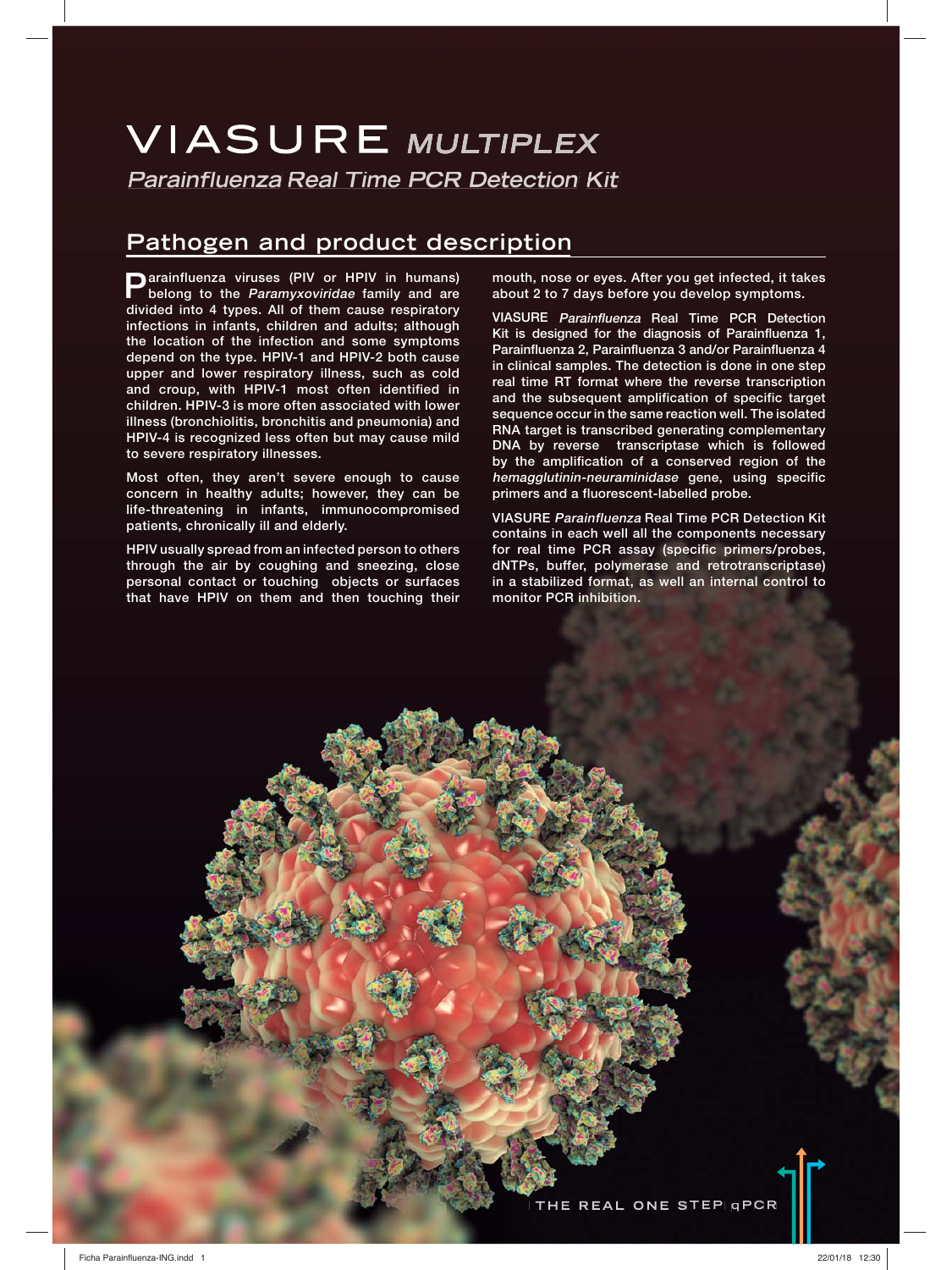# VIASURE *MULTIPLEX*

## *Parainfluenza* Real Time PCR Detection Kit

## Pathogen and product description

Parainfluenza viruses (PIV or HPIV in humans) belong to the *Paramyxoviridae* family and are divided into 4 types. All of them cause respiratory infections in infants, children and adults; although the location of the infection and some symptoms depend on the type. HPIV-1 and HPIV-2 both cause upper and lower respiratory illness, such as cold and croup, with HPIV-1 most often identified in children. HPIV-3 is more often associated with lower illness (bronchiolitis, bronchitis and pneumonia) and HPIV-4 is recognized less often but may cause mild to severe respiratory illnesses.

Most often, they aren't severe enough to cause concern in healthy adults; however, they can be life-threatening in infants, immunocompromised patients, chronically ill and elderly.

HPIV usually spread from an infected person to others through the air by coughing and sneezing, close personal contact or touching objects or surfaces that have HPIV on them and then touching their mouth, nose or eyes. After you get infected, it takes about 2 to 7 days before you develop symptoms.

VIASURE *Parainfluenza* Real Time PCR Detection Kit is designed for the diagnosis of Parainfluenza 1, Parainfluenza 2, Parainfluenza 3 and/or Parainfluenza 4 in clinical samples. The detection is done in one step real time RT format where the reverse transcription and the subsequent amplification of specific target sequence occur in the same reaction well. The isolated RNA target is transcribed generating complementary DNA by reverse transcriptase which is followed by the amplification of a conserved region of the *hemagglutinin-neuraminidase* gene, using specific primers and a fluorescent-labelled probe.

VIASURE *Parainfluenza* Real Time PCR Detection Kit contains in each well all the components necessary for real time PCR assay (specific primers/probes, dNTPs, buffer, polymerase and retrotranscriptase) in a stabilized format, as well an internal control to monitor PCR inhibition.

THE REAL ONE STEP qPCR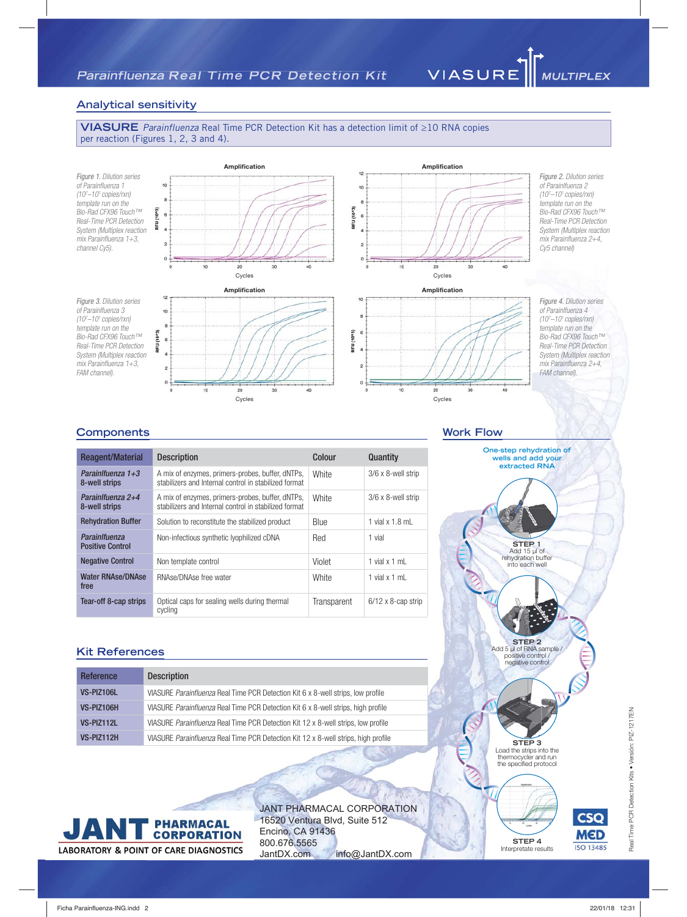## Analytical sensitivity

**VIASURE** *Parainfluenza* Real Time PCR Detection Kit has a detection limit of ≥10 RNA copies per reaction (Figures 1, 2, 3 and 4).

Amplification

RFU ($10^3$)

Cycles

*Figure 1. Dilution series of Parainfluenza 1 ($10^7$–$10^1$ copies/rxn) template run on the Bio-Rad CFX96 Touch™ Real-Time PCR Detection System (Multiplex reaction mix Parainfluenza 1+3, channel Cy5).*

*Figure 2. Dilution series of Parainfluenza 2 ($10^7$–$10^1$ copies/rxn) template run on the Bio-Rad CFX96 Touch™ Real-Time PCR Detection System (Multiplex reaction mix Parainfluenza 2+4, Cy5 channel)*

*Figure 3. Dilution series of Parainfluenza 3 ($10^7$–$10^1$ copies/rxn) template run on the Bio-Rad CFX96 Touch™ Real-Time PCR Detection System (Multiplex reaction mix Parainfluenza 1+3, FAM channel).*

*Figure 4. Dilution series of Parainfluenza 4 ($10^7$–$10^1$ copies/rxn) template run on the Bio-Rad CFX96 Touch™ Real-Time PCR Detection System (Multiplex reaction mix Parainfluenza 2+4, FAM channel).*

## Components

| Reagent/Material | Description | Colour | Quantity |
|---|---|---|---|
| *Parainfluenza 1+3* 8-well strips | A mix of enzymes, primers-probes, buffer, dNTPs, stabilizers and Internal control in stabilized format | White | 3/6 x 8-well strip |
| *Parainfluenza 2+4* 8-well strips | A mix of enzymes, primers-probes, buffer, dNTPs, stabilizers and Internal control in stabilized format | White | 3/6 x 8-well strip |
| Rehydration Buffer | Solution to reconstitute the stabilized product | Blue | 1 vial x 1.8 mL |
| *Parainfluenza* Positive Control | Non-infectious synthetic lyophilized cDNA | Red | 1 vial |
| Negative Control | Non template control | Violet | 1 vial x 1 mL |
| Water RNAse/DNAse free | RNAse/DNAse free water | White | 1 vial x 1 mL |
| Tear-off 8-cap strips | Optical caps for sealing wells during thermal cycling | Transparent | 6/12 x 8-cap strip |

## Kit References

| Reference | Description |
|---|---|
| VS-PIZ106L | VIASURE *Parainfluenza* Real Time PCR Detection Kit 6 x 8-well strips, low profile |
| VS-PIZ106H | VIASURE *Parainfluenza* Real Time PCR Detection Kit 6 x 8-well strips, high profile |
| VS-PIZ112L | VIASURE *Parainfluenza* Real Time PCR Detection Kit 12 x 8-well strips, low profile |
| VS-PIZ112H | VIASURE *Parainfluenza* Real Time PCR Detection Kit 12 x 8-well strips, high profile |

## Work Flow

One-step rehydration of wells and add your extracted RNA

**STEP 1**
Add 15 µl of rehydration buffer into each well

**STEP 2**
Add 5 µl of RNA sample / positive control / negative control

**STEP 3**
Load the strips into the thermocycler and run the specified protocol

**STEP 4**
Interpretate results

JANT PHARMACAL CORPORATION
16520 Ventura Blvd, Suite 512
Encino, CA 91436
800.676.5565
JantDX.com info@JantDX.com

JANT PHARMACAL CORPORATION
LABORATORY & POINT OF CARE DIAGNOSTICS

CSQ MED ISO 13485

Real Time PCR Detection Kits • Versión: PIZ-1217EN